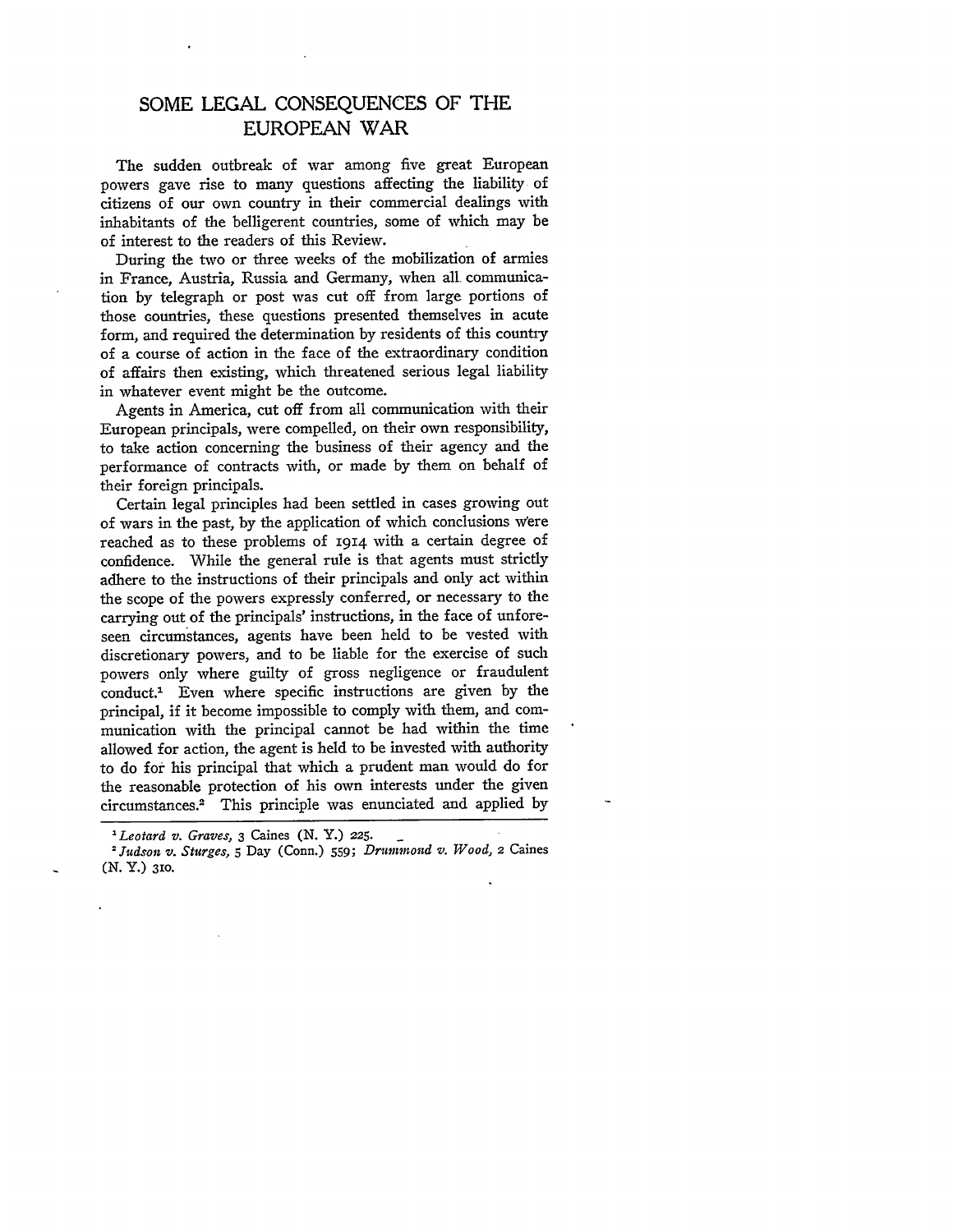# SOME LEGAL CONSEQUENCES OF THE EUROPEAN WAR

The sudden outbreak of war among five great European powers gave rise to many questions affecting the liability of citizens of our own country in their commercial dealings with inhabitants of the belligerent countries, some of which may be of interest to the readers of this Review.

During the two or three weeks of the mobilization of armies in France, Austria, Russia and Germany, when all communication by telegraph or post was cut off from large portions of those countries, these questions presented themselves in acute form, and required the determination by residents of this country of a course of action in the face of the extraordinary condition of affairs then existing, which threatened serious legal liability in whatever event might be the outcome.

Agents in America, cut off from all communication with their European principals, were compelled, on their own responsibility, to take action concerning the business of their agency and the performance of contracts with, or made by them on behalf of their foreign principals.

Certain legal principles had been settled in cases growing out of wars in the past, by the application of which conclusions were reached as to these problems of 1914 with a certain degree of confidence. While the general rule is that agents must strictly adhere to the instructions of their principals and only act within the scope of the powers expressly conferred, or necessary to the carrying out of the principals' instructions, in the face of unforeseen circumstances, agents have been held to be vested with discretionary powers, and to be liable for the exercise of such powers only where guilty of gross negligence or fraudulent conduct.[1] Even where specific instructions are given by the principal, if it become impossible to comply with them, and communication with the principal cannot be had within the time allowed for action, the agent is held to be invested with authority to do for his principal that which a prudent man would do for the reasonable protection of his own interests under the given circumstances.[2] This principle was enunciated and applied by

---

[1] *Leotard v. Graves*, 3 Caines (N. Y.) 225.

[2] *Judson v. Sturges*, 5 Day (Conn.) 559; *Drummond v. Wood*, 2 Caines (N. Y.) 310.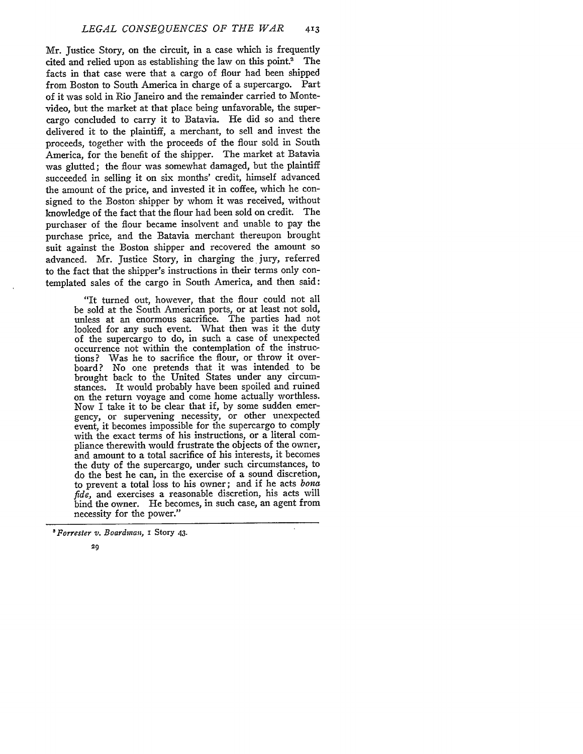Mr. Justice Story, on the circuit, in a case which is frequently cited and relied upon as establishing the law on this point.[3] The facts in that case were that a cargo of flour had been shipped from Boston to South America in charge of a supercargo. Part of it was sold in Rio Janeiro and the remainder carried to Montevideo, but the market at that place being unfavorable, the supercargo concluded to carry it to Batavia. He did so and there delivered it to the plaintiff, a merchant, to sell and invest the proceeds, together with the proceeds of the flour sold in South America, for the benefit of the shipper. The market at Batavia was glutted; the flour was somewhat damaged, but the plaintiff succeeded in selling it on six months' credit, himself advanced the amount of the price, and invested it in coffee, which he consigned to the Boston shipper by whom it was received, without knowledge of the fact that the flour had been sold on credit. The purchaser of the flour became insolvent and unable to pay the purchase price, and the Batavia merchant thereupon brought suit against the Boston shipper and recovered the amount so advanced. Mr. Justice Story, in charging the jury, referred to the fact that the shipper's instructions in their terms only contemplated sales of the cargo in South America, and then said:

> "It turned out, however, that the flour could not all be sold at the South American ports, or at least not sold, unless at an enormous sacrifice. The parties had not looked for any such event. What then was it the duty of the supercargo to do, in such a case of unexpected occurrence not within the contemplation of the instructions? Was he to sacrifice the flour, or throw it overboard? No one pretends that it was intended to be brought back to the United States under any circumstances. It would probably have been spoiled and ruined on the return voyage and come home actually worthless. Now I take it to be clear that if, by some sudden emergency, or supervening necessity, or other unexpected event, it becomes impossible for the supercargo to comply with the exact terms of his instructions, or a literal compliance therewith would frustrate the objects of the owner, and amount to a total sacrifice of his interests, it becomes the duty of the supercargo, under such circumstances, to do the best he can, in the exercise of a sound discretion, to prevent a total loss to his owner; and if he acts *bona fide*, and exercises a reasonable discretion, his acts will bind the owner. He becomes, in such case, an agent from necessity for the power."

[3] *Forrester v. Boardman*, 1 Story 43.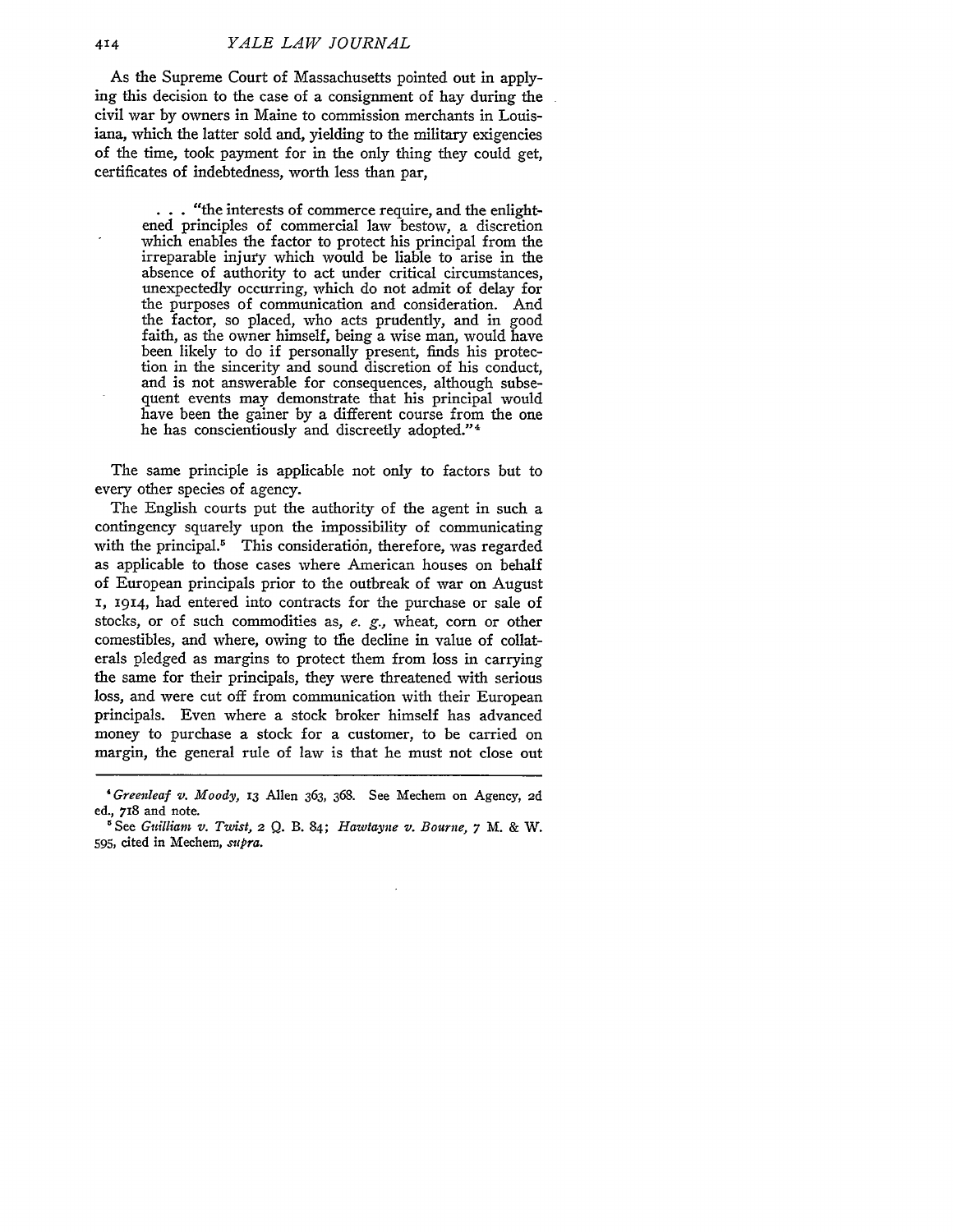As the Supreme Court of Massachusetts pointed out in applying this decision to the case of a consignment of hay during the civil war by owners in Maine to commission merchants in Louisiana, which the latter sold and, yielding to the military exigencies of the time, took payment for in the only thing they could get, certificates of indebtedness, worth less than par,

> . . . "the interests of commerce require, and the enlightened principles of commercial law bestow, a discretion which enables the factor to protect his principal from the irreparable injury which would be liable to arise in the absence of authority to act under critical circumstances, unexpectedly occurring, which do not admit of delay for the purposes of communication and consideration. And the factor, so placed, who acts prudently, and in good faith, as the owner himself, being a wise man, would have been likely to do if personally present, finds his protection in the sincerity and sound discretion of his conduct, and is not answerable for consequences, although subsequent events may demonstrate that his principal would have been the gainer by a different course from the one he has conscientiously and discreetly adopted."[4]

The same principle is applicable not only to factors but to every other species of agency.

The English courts put the authority of the agent in such a contingency squarely upon the impossibility of communicating with the principal.[5] This consideration, therefore, was regarded as applicable to those cases where American houses on behalf of European principals prior to the outbreak of war on August 1, 1914, had entered into contracts for the purchase or sale of stocks, or of such commodities as, *e. g.*, wheat, corn or other comestibles, and where, owing to the decline in value of collaterals pledged as margins to protect them from loss in carrying the same for their principals, they were threatened with serious loss, and were cut off from communication with their European principals. Even where a stock broker himself has advanced money to purchase a stock for a customer, to be carried on margin, the general rule of law is that he must not close out

---

[4] *Greenleaf v. Moody*, 13 Allen 363, 368. See Mechem on Agency, 2d ed., 718 and note.

[5] See *Guilliam v. Twist*, 2 Q. B. 84; *Hawtayne v. Bourne*, 7 M. & W. 595, cited in Mechem, *supra*.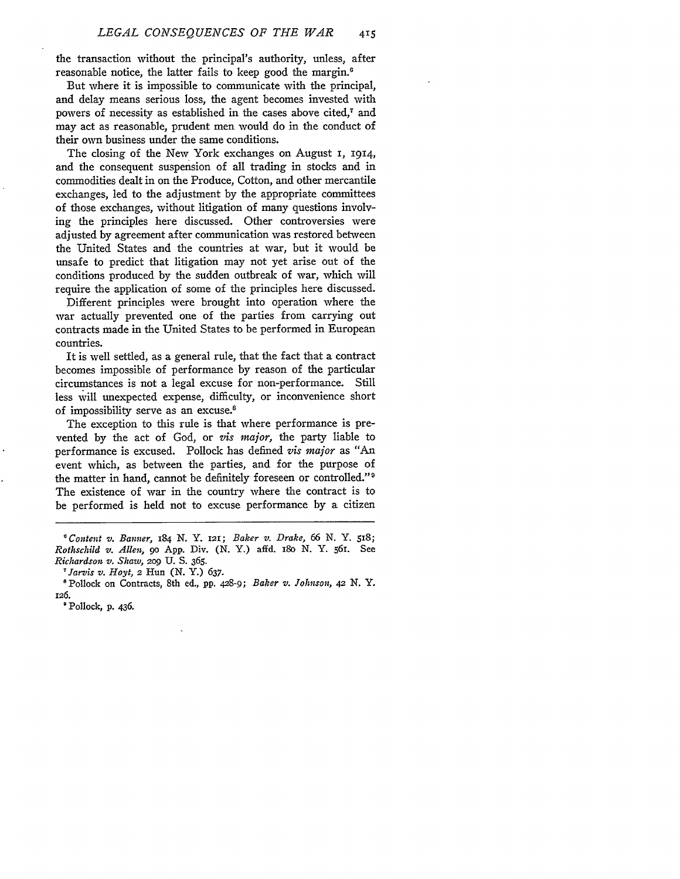the transaction without the principal's authority, unless, after reasonable notice, the latter fails to keep good the margin.[6]

But where it is impossible to communicate with the principal, and delay means serious loss, the agent becomes invested with powers of necessity as established in the cases above cited,[7] and may act as reasonable, prudent men would do in the conduct of their own business under the same conditions.

The closing of the New York exchanges on August 1, 1914, and the consequent suspension of all trading in stocks and in commodities dealt in on the Produce, Cotton, and other mercantile exchanges, led to the adjustment by the appropriate committees of those exchanges, without litigation of many questions involving the principles here discussed. Other controversies were adjusted by agreement after communication was restored between the United States and the countries at war, but it would be unsafe to predict that litigation may not yet arise out of the conditions produced by the sudden outbreak of war, which will require the application of some of the principles here discussed.

Different principles were brought into operation where the war actually prevented one of the parties from carrying out contracts made in the United States to be performed in European countries.

It is well settled, as a general rule, that the fact that a contract becomes impossible of performance by reason of the particular circumstances is not a legal excuse for non-performance. Still less will unexpected expense, difficulty, or inconvenience short of impossibility serve as an excuse.[8]

The exception to this rule is that where performance is prevented by the act of God, or *vis major*, the party liable to performance is excused. Pollock has defined *vis major* as "An event which, as between the parties, and for the purpose of the matter in hand, cannot be definitely foreseen or controlled."[9] The existence of war in the country where the contract is to be performed is held not to excuse performance by a citizen

---

[6] *Content v. Banner*, 184 N. Y. 121; *Baker v. Drake*, 66 N. Y. 518; *Rothschild v. Allen*, 90 App. Div. (N. Y.) affd. 180 N. Y. 561. See *Richardson v. Shaw*, 209 U. S. 365.

[7] *Jarvis v. Hoyt*, 2 Hun (N. Y.) 637.

[8] Pollock on Contracts, 8th ed., pp. 428-9; *Baker v. Johnson*, 42 N. Y. 126.

[9] Pollock, p. 436.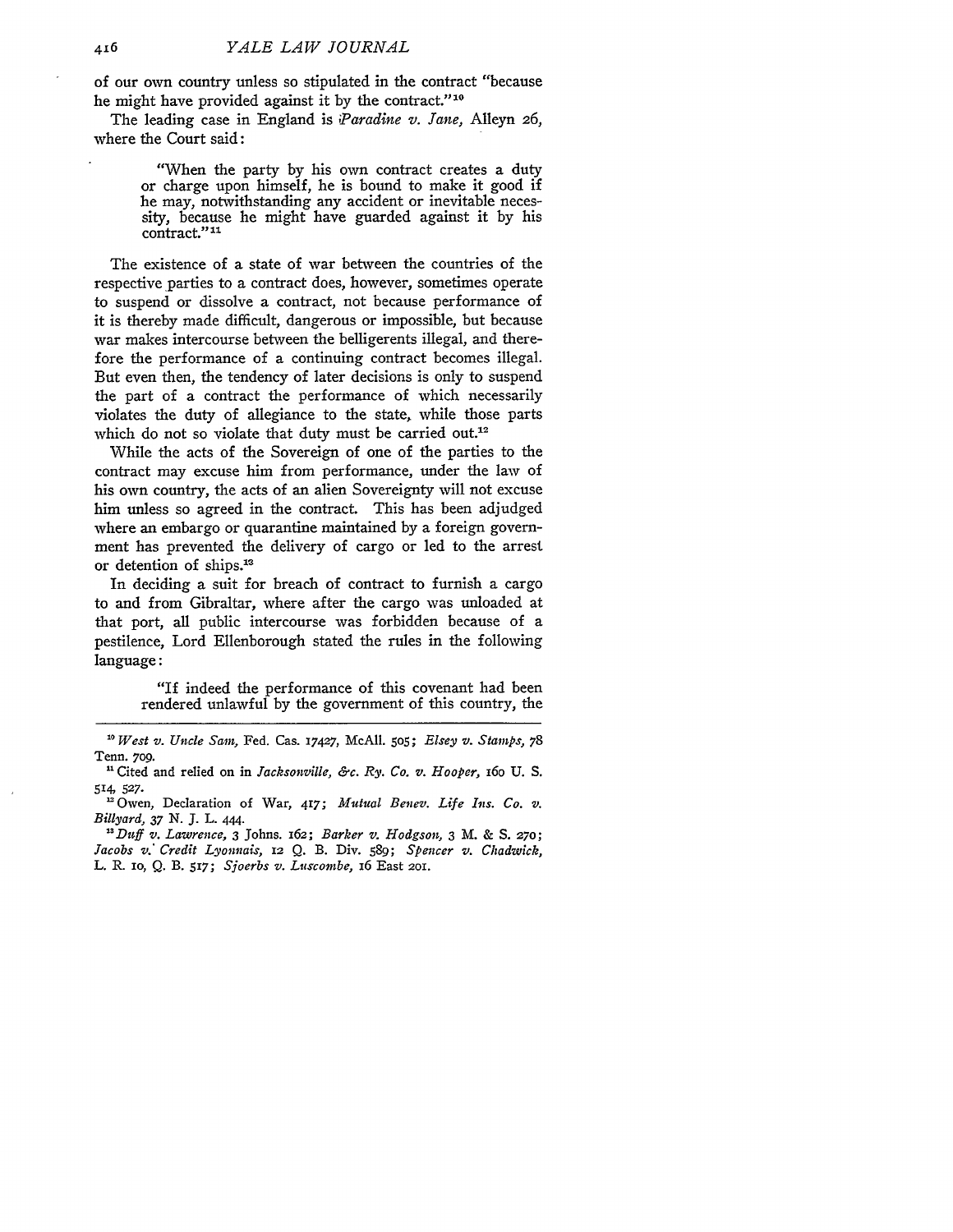of our own country unless so stipulated in the contract "because he might have provided against it by the contract."[10]

The leading case in England is *Paradine v. Jane*, Alleyn 26, where the Court said:

> "When the party by his own contract creates a duty or charge upon himself, he is bound to make it good if he may, notwithstanding any accident or inevitable necessity, because he might have guarded against it by his contract."[11]

The existence of a state of war between the countries of the respective parties to a contract does, however, sometimes operate to suspend or dissolve a contract, not because performance of it is thereby made difficult, dangerous or impossible, but because war makes intercourse between the belligerents illegal, and therefore the performance of a continuing contract becomes illegal. But even then, the tendency of later decisions is only to suspend the part of a contract the performance of which necessarily violates the duty of allegiance to the state, while those parts which do not so violate that duty must be carried out.[12]

While the acts of the Sovereign of one of the parties to the contract may excuse him from performance, under the law of his own country, the acts of an alien Sovereignty will not excuse him unless so agreed in the contract. This has been adjudged where an embargo or quarantine maintained by a foreign government has prevented the delivery of cargo or led to the arrest or detention of ships.[13]

In deciding a suit for breach of contract to furnish a cargo to and from Gibraltar, where after the cargo was unloaded at that port, all public intercourse was forbidden because of a pestilence, Lord Ellenborough stated the rules in the following language:

> "If indeed the performance of this covenant had been rendered unlawful by the government of this country, the

---

[10] *West v. Uncle Sam*, Fed. Cas. 17427, McAll. 505; *Elsey v. Stamps*, 78 Tenn. 709.

[11] Cited and relied on in *Jacksonville, &c. Ry. Co. v. Hooper*, 160 U. S. 514, 527.

[12] Owen, Declaration of War, 417; *Mutual Benev. Life Ins. Co. v. Billyard*, 37 N. J. L. 444.

[13] *Duff v. Lawrence*, 3 Johns. 162; *Barker v. Hodgson*, 3 M. & S. 270; *Jacobs v. Credit Lyonnais*, 12 Q. B. Div. 589; *Spencer v. Chadwick*, L. R. 10, Q. B. 517; *Sjoerbs v. Luscombe*, 16 East 201.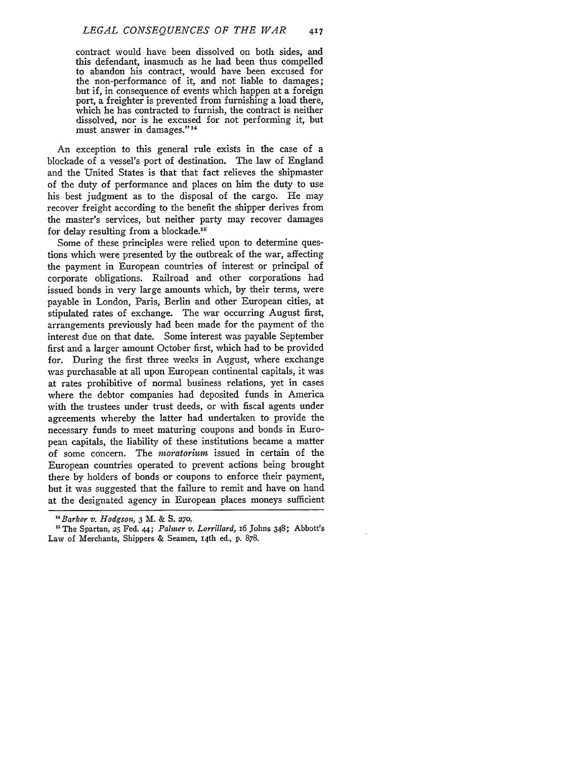contract would have been dissolved on both sides, and this defendant, inasmuch as he had been thus compelled to abandon his contract, would have been excused for the non-performance of it, and not liable to damages; but if, in consequence of events which happen at a foreign port, a freighter is prevented from furnishing a load there, which he has contracted to furnish, the contract is neither dissolved, nor is he excused for not performing it, but must answer in damages."[14]

An exception to this general rule exists in the case of a blockade of a vessel's port of destination. The law of England and the United States is that that fact relieves the shipmaster of the duty of performance and places on him the duty to use his best judgment as to the disposal of the cargo. He may recover freight according to the benefit the shipper derives from the master's services, but neither party may recover damages for delay resulting from a blockade.[15]

Some of these principles were relied upon to determine questions which were presented by the outbreak of the war, affecting the payment in European countries of interest or principal of corporate obligations. Railroad and other corporations had issued bonds in very large amounts which, by their terms, were payable in London, Paris, Berlin and other European cities, at stipulated rates of exchange. The war occurring August first, arrangements previously had been made for the payment of the interest due on that date. Some interest was payable September first and a larger amount October first, which had to be provided for. During the first three weeks in August, where exchange was purchasable at all upon European continental capitals, it was at rates prohibitive of normal business relations, yet in cases where the debtor companies had deposited funds in America with the trustees under trust deeds, or with fiscal agents under agreements whereby the latter had undertaken to provide the necessary funds to meet maturing coupons and bonds in European capitals, the liability of these institutions became a matter of some concern. The *moratorium* issued in certain of the European countries operated to prevent actions being brought there by holders of bonds or coupons to enforce their payment, but it was suggested that the failure to remit and have on hand at the designated agency in European places moneys sufficient

[14] *Barker v. Hodgson*, 3 M. & S. 270.

[15] The Spartan, 25 Fed. 44; *Palmer v. Lorrillard*, 16 Johns 348; Abbott's Law of Merchants, Shippers & Seamen, 14th ed., p. 878.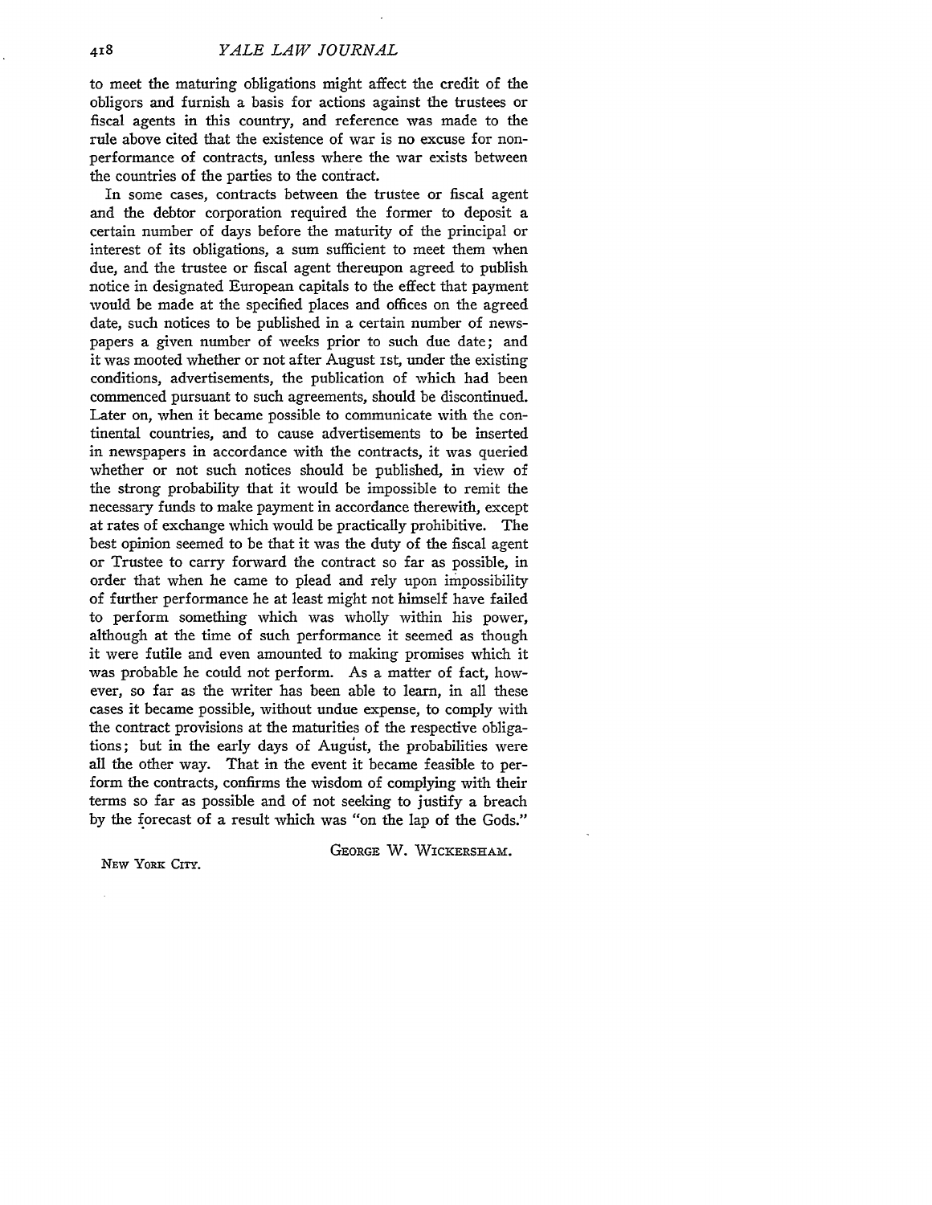to meet the maturing obligations might affect the credit of the obligors and furnish a basis for actions against the trustees or fiscal agents in this country, and reference was made to the rule above cited that the existence of war is no excuse for non-performance of contracts, unless where the war exists between the countries of the parties to the contract.

In some cases, contracts between the trustee or fiscal agent and the debtor corporation required the former to deposit a certain number of days before the maturity of the principal or interest of its obligations, a sum sufficient to meet them when due, and the trustee or fiscal agent thereupon agreed to publish notice in designated European capitals to the effect that payment would be made at the specified places and offices on the agreed date, such notices to be published in a certain number of newspapers a given number of weeks prior to such due date; and it was mooted whether or not after August 1st, under the existing conditions, advertisements, the publication of which had been commenced pursuant to such agreements, should be discontinued. Later on, when it became possible to communicate with the continental countries, and to cause advertisements to be inserted in newspapers in accordance with the contracts, it was queried whether or not such notices should be published, in view of the strong probability that it would be impossible to remit the necessary funds to make payment in accordance therewith, except at rates of exchange which would be practically prohibitive. The best opinion seemed to be that it was the duty of the fiscal agent or Trustee to carry forward the contract so far as possible, in order that when he came to plead and rely upon impossibility of further performance he at least might not himself have failed to perform something which was wholly within his power, although at the time of such performance it seemed as though it were futile and even amounted to making promises which it was probable he could not perform. As a matter of fact, however, so far as the writer has been able to learn, in all these cases it became possible, without undue expense, to comply with the contract provisions at the maturities of the respective obligations; but in the early days of August, the probabilities were all the other way. That in the event it became feasible to perform the contracts, confirms the wisdom of complying with their terms so far as possible and of not seeking to justify a breach by the forecast of a result which was "on the lap of the Gods."

GEORGE W. WICKERSHAM.

NEW YORK CITY.